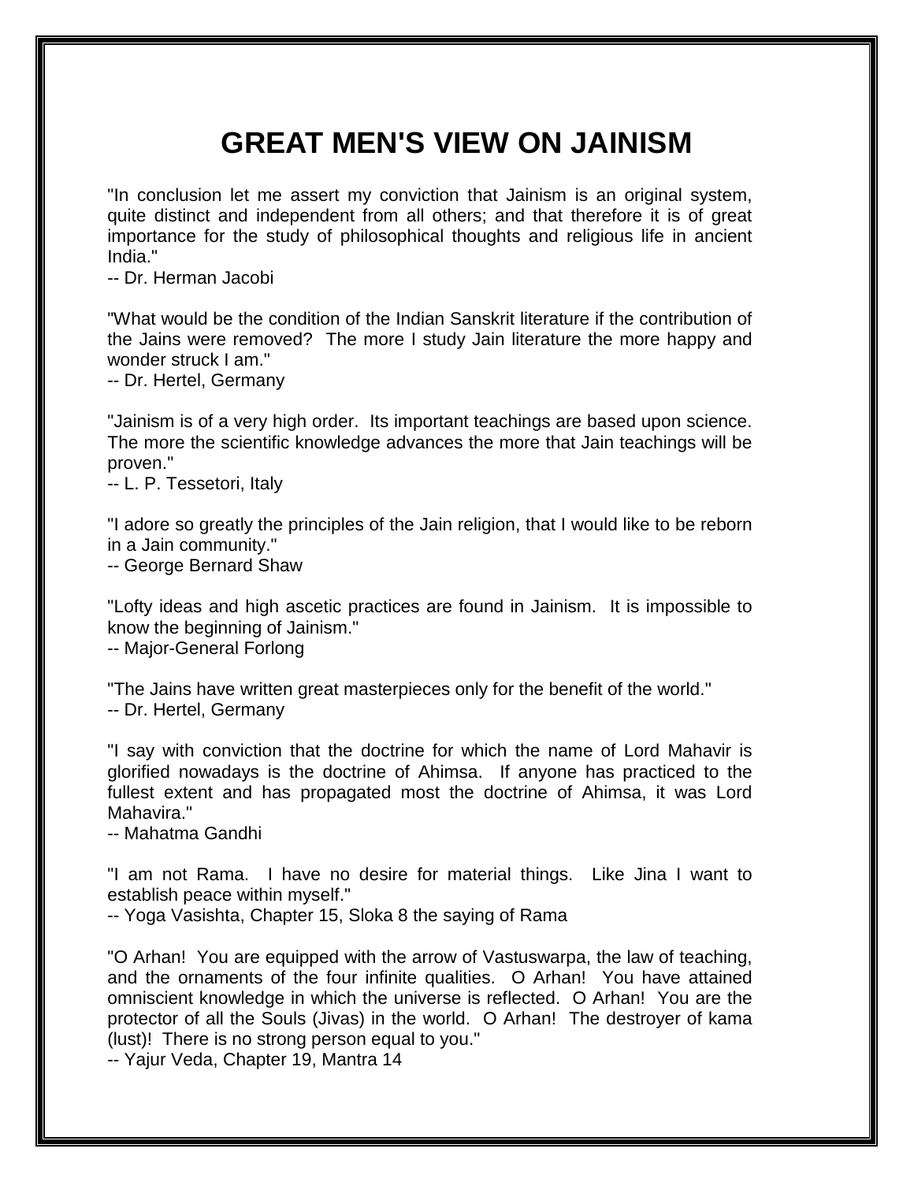# GREAT MEN'S VIEW ON JAINISM

"In conclusion let me assert my conviction that Jainism is an original system, quite distinct and independent from all others; and that therefore it is of great importance for the study of philosophical thoughts and religious life in ancient India."
-- Dr. Herman Jacobi

"What would be the condition of the Indian Sanskrit literature if the contribution of the Jains were removed? The more I study Jain literature the more happy and wonder struck I am."
-- Dr. Hertel, Germany

"Jainism is of a very high order. Its important teachings are based upon science. The more the scientific knowledge advances the more that Jain teachings will be proven."
-- L. P. Tessetori, Italy

"I adore so greatly the principles of the Jain religion, that I would like to be reborn in a Jain community."
-- George Bernard Shaw

"Lofty ideas and high ascetic practices are found in Jainism. It is impossible to know the beginning of Jainism."
-- Major-General Forlong

"The Jains have written great masterpieces only for the benefit of the world."
-- Dr. Hertel, Germany

"I say with conviction that the doctrine for which the name of Lord Mahavir is glorified nowadays is the doctrine of Ahimsa. If anyone has practiced to the fullest extent and has propagated most the doctrine of Ahimsa, it was Lord Mahavira."
-- Mahatma Gandhi

"I am not Rama. I have no desire for material things. Like Jina I want to establish peace within myself."
-- Yoga Vasishta, Chapter 15, Sloka 8 the saying of Rama

"O Arhan! You are equipped with the arrow of Vastuswarpa, the law of teaching, and the ornaments of the four infinite qualities. O Arhan! You have attained omniscient knowledge in which the universe is reflected. O Arhan! You are the protector of all the Souls (Jivas) in the world. O Arhan! The destroyer of kama (lust)! There is no strong person equal to you."
-- Yajur Veda, Chapter 19, Mantra 14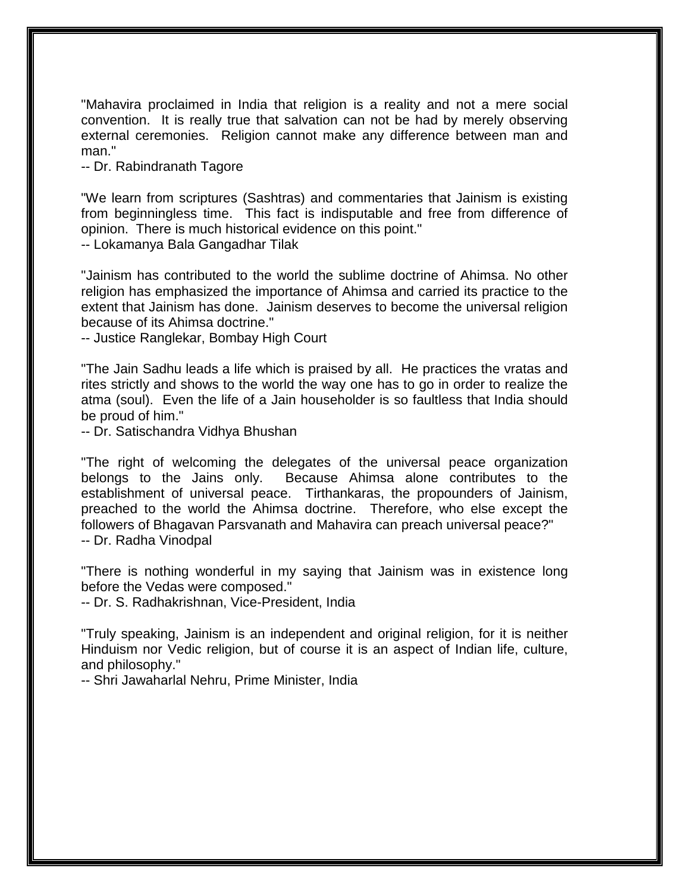"Mahavira proclaimed in India that religion is a reality and not a mere social convention. It is really true that salvation can not be had by merely observing external ceremonies. Religion cannot make any difference between man and man."
-- Dr. Rabindranath Tagore

"We learn from scriptures (Sashtras) and commentaries that Jainism is existing from beginningless time. This fact is indisputable and free from difference of opinion. There is much historical evidence on this point."
-- Lokamanya Bala Gangadhar Tilak

"Jainism has contributed to the world the sublime doctrine of Ahimsa. No other religion has emphasized the importance of Ahimsa and carried its practice to the extent that Jainism has done. Jainism deserves to become the universal religion because of its Ahimsa doctrine."
-- Justice Ranglekar, Bombay High Court

"The Jain Sadhu leads a life which is praised by all. He practices the vratas and rites strictly and shows to the world the way one has to go in order to realize the atma (soul). Even the life of a Jain householder is so faultless that India should be proud of him."
-- Dr. Satischandra Vidhya Bhushan

"The right of welcoming the delegates of the universal peace organization belongs to the Jains only. Because Ahimsa alone contributes to the establishment of universal peace. Tirthankaras, the propounders of Jainism, preached to the world the Ahimsa doctrine. Therefore, who else except the followers of Bhagavan Parsvanath and Mahavira can preach universal peace?"
-- Dr. Radha Vinodpal

"There is nothing wonderful in my saying that Jainism was in existence long before the Vedas were composed."
-- Dr. S. Radhakrishnan, Vice-President, India

"Truly speaking, Jainism is an independent and original religion, for it is neither Hinduism nor Vedic religion, but of course it is an aspect of Indian life, culture, and philosophy."
-- Shri Jawaharlal Nehru, Prime Minister, India